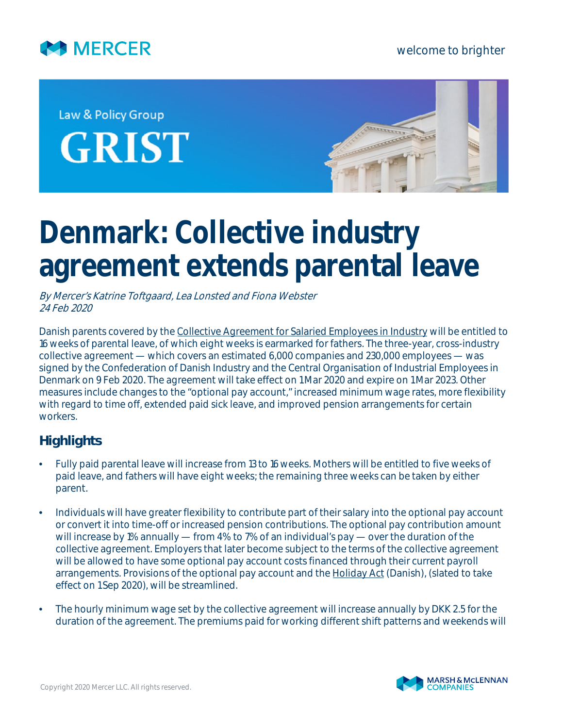Law & Policy Group

GRIST

# Denmark: Collective industry agreement extends parental leave

*By Mercer's Katrine Toftgaard, Lea Lonsted and Fiona Webster*
*24 Feb 2020*

Danish parents covered by the Collective Agreement for Salaried Employees in Industry will be entitled to 16 weeks of parental leave, of which eight weeks is earmarked for fathers. The three-year, cross-industry collective agreement — which covers an estimated 6,000 companies and 230,000 employees — was signed by the Confederation of Danish Industry and the Central Organisation of Industrial Employees in Denmark on 9 Feb 2020. The agreement will take effect on 1 Mar 2020 and expire on 1 Mar 2023. Other measures include changes to the "optional pay account," increased minimum wage rates, more flexibility with regard to time off, extended paid sick leave, and improved pension arrangements for certain workers.

## Highlights

- Fully paid parental leave will increase from 13 to 16 weeks. Mothers will be entitled to five weeks of paid leave, and fathers will have eight weeks; the remaining three weeks can be taken by either parent.
- Individuals will have greater flexibility to contribute part of their salary into the optional pay account or convert it into time-off or increased pension contributions. The optional pay contribution amount will increase by 1% annually — from 4% to 7% of an individual's pay — over the duration of the collective agreement. Employers that later become subject to the terms of the collective agreement will be allowed to have some optional pay account costs financed through their current payroll arrangements. Provisions of the optional pay account and the Holiday Act (Danish), (slated to take effect on 1 Sep 2020), will be streamlined.
- The hourly minimum wage set by the collective agreement will increase annually by DKK 2.5 for the duration of the agreement. The premiums paid for working different shift patterns and weekends will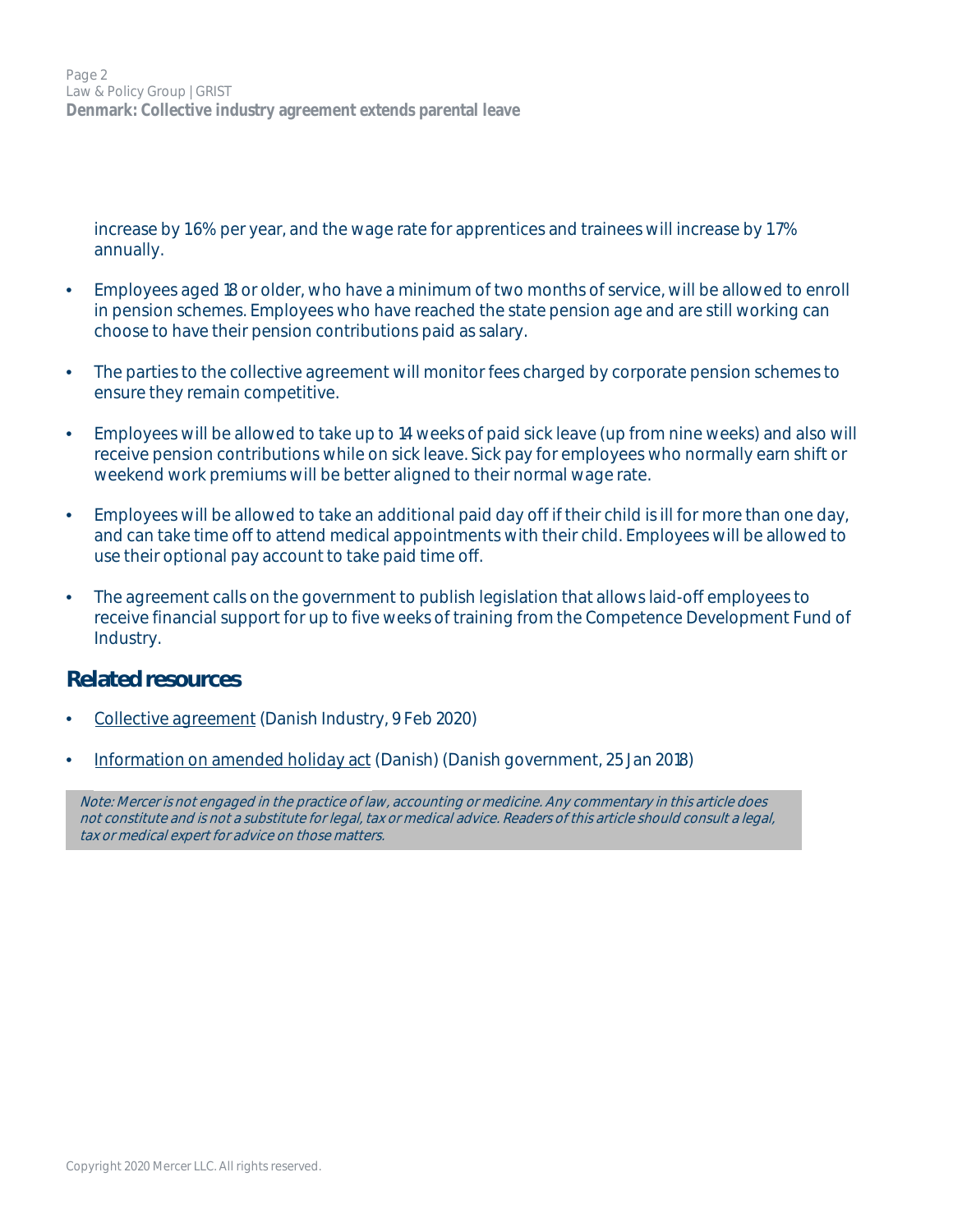increase by 1.6% per year, and the wage rate for apprentices and trainees will increase by 1.7% annually.

- Employees aged 18 or older, who have a minimum of two months of service, will be allowed to enroll in pension schemes. Employees who have reached the state pension age and are still working can choose to have their pension contributions paid as salary.

- The parties to the collective agreement will monitor fees charged by corporate pension schemes to ensure they remain competitive.

- Employees will be allowed to take up to 14 weeks of paid sick leave (up from nine weeks) and also will receive pension contributions while on sick leave. Sick pay for employees who normally earn shift or weekend work premiums will be better aligned to their normal wage rate.

- Employees will be allowed to take an additional paid day off if their child is ill for more than one day, and can take time off to attend medical appointments with their child. Employees will be allowed to use their optional pay account to take paid time off.

- The agreement calls on the government to publish legislation that allows laid-off employees to receive financial support for up to five weeks of training from the Competence Development Fund of Industry.

## Related resources

- Collective agreement (Danish Industry, 9 Feb 2020)

- Information on amended holiday act (Danish) (Danish government, 25 Jan 2018)

*Note: Mercer is not engaged in the practice of law, accounting or medicine. Any commentary in this article does not constitute and is not a substitute for legal, tax or medical advice. Readers of this article should consult a legal, tax or medical expert for advice on those matters.*

Copyright 2020 Mercer LLC. All rights reserved.